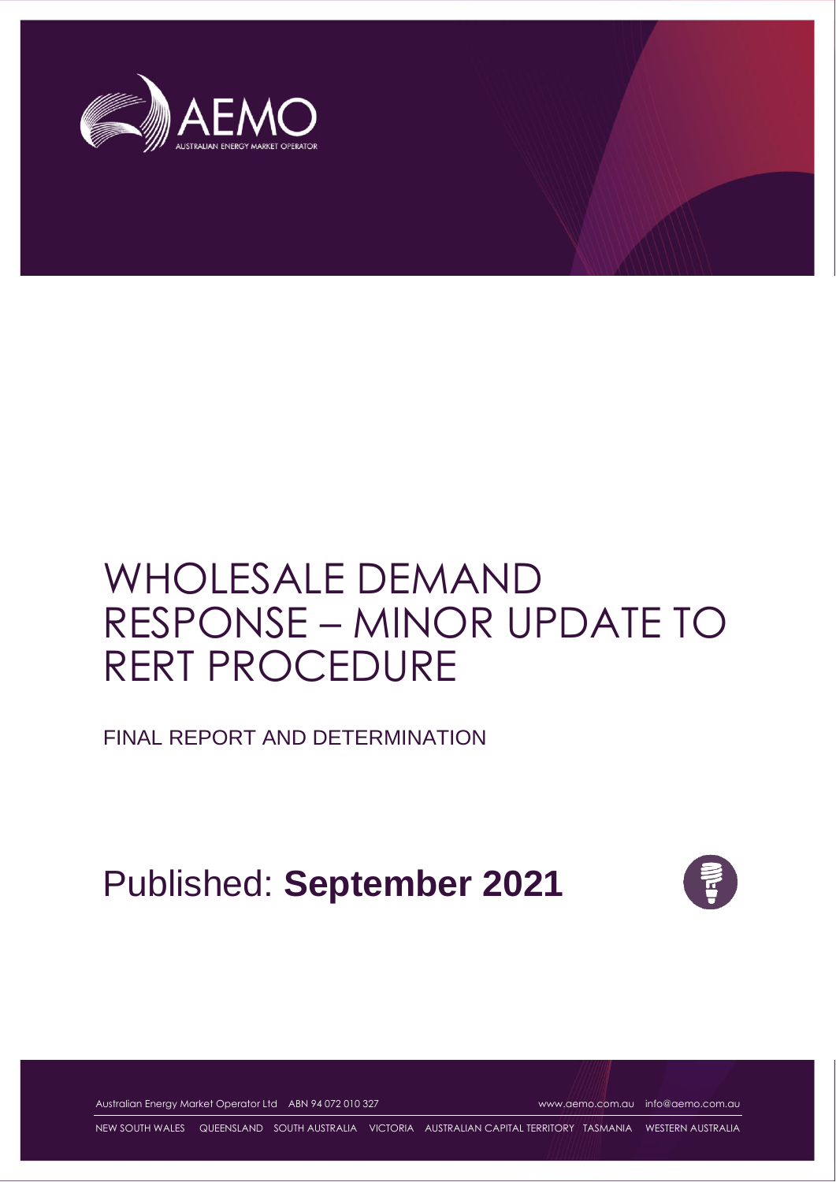# WHOLESALE DEMAND RESPONSE – MINOR UPDATE TO RERT PROCEDURE

FINAL REPORT AND DETERMINATION

Published: **September 2021**

Australian Energy Market Operator Ltd ABN 94 072 010 327 www.aemo.com.au info@aemo.com.au

NEW SOUTH WALES QUEENSLAND SOUTH AUSTRALIA VICTORIA AUSTRALIAN CAPITAL TERRITORY TASMANIA WESTERN AUSTRALIA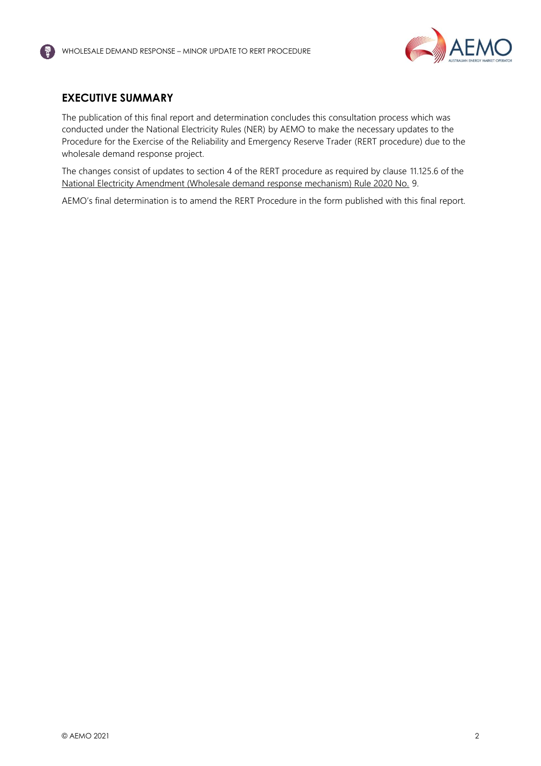## EXECUTIVE SUMMARY

The publication of this final report and determination concludes this consultation process which was conducted under the National Electricity Rules (NER) by AEMO to make the necessary updates to the Procedure for the Exercise of the Reliability and Emergency Reserve Trader (RERT procedure) due to the wholesale demand response project.

The changes consist of updates to section 4 of the RERT procedure as required by clause 11.125.6 of the National Electricity Amendment (Wholesale demand response mechanism) Rule 2020 No. 9.

AEMO's final determination is to amend the RERT Procedure in the form published with this final report.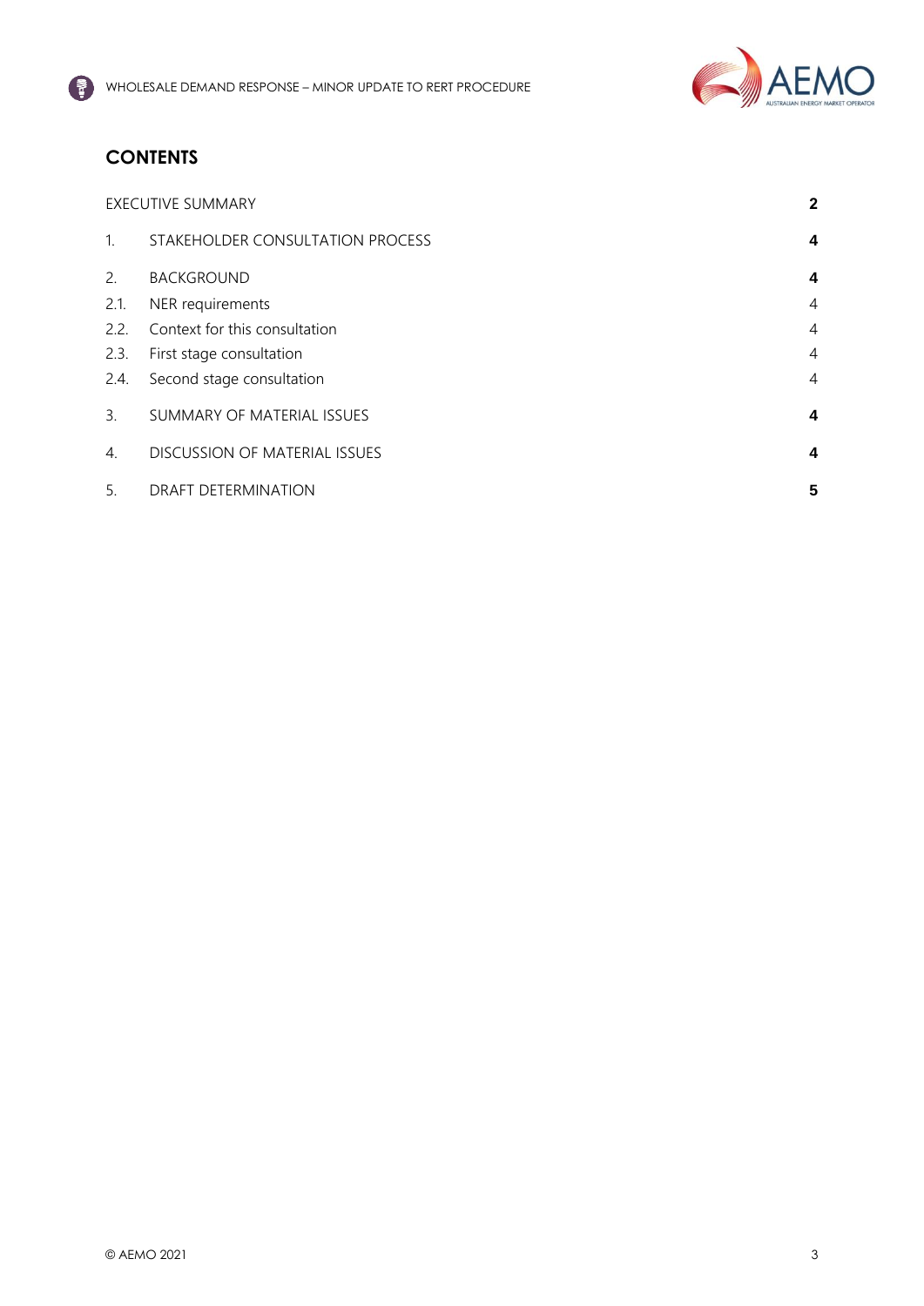## CONTENTS

| | | |
|---|---|---|
| EXECUTIVE SUMMARY | | **2** |
| 1. | STAKEHOLDER CONSULTATION PROCESS | **4** |
| 2. | BACKGROUND | **4** |
| 2.1. | NER requirements | 4 |
| 2.2. | Context for this consultation | 4 |
| 2.3. | First stage consultation | 4 |
| 2.4. | Second stage consultation | 4 |
| 3. | SUMMARY OF MATERIAL ISSUES | **4** |
| 4. | DISCUSSION OF MATERIAL ISSUES | **4** |
| 5. | DRAFT DETERMINATION | **5** |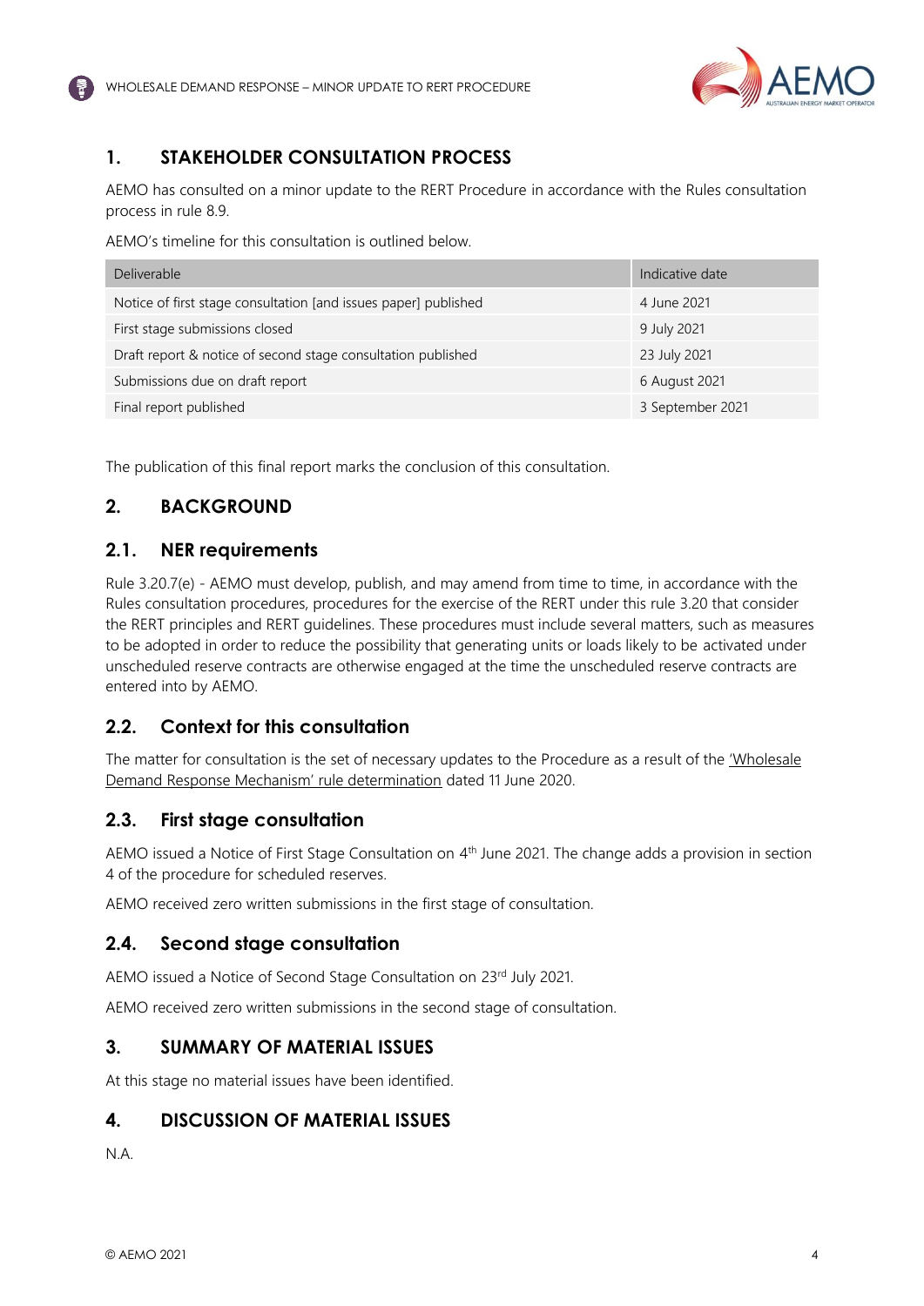## 1. STAKEHOLDER CONSULTATION PROCESS

AEMO has consulted on a minor update to the RERT Procedure in accordance with the Rules consultation process in rule 8.9.

AEMO's timeline for this consultation is outlined below.

| Deliverable | Indicative date |
|---|---|
| Notice of first stage consultation [and issues paper] published | 4 June 2021 |
| First stage submissions closed | 9 July 2021 |
| Draft report & notice of second stage consultation published | 23 July 2021 |
| Submissions due on draft report | 6 August 2021 |
| Final report published | 3 September 2021 |

The publication of this final report marks the conclusion of this consultation.

## 2. BACKGROUND

### 2.1. NER requirements

Rule 3.20.7(e) - AEMO must develop, publish, and may amend from time to time, in accordance with the Rules consultation procedures, procedures for the exercise of the RERT under this rule 3.20 that consider the RERT principles and RERT guidelines. These procedures must include several matters, such as measures to be adopted in order to reduce the possibility that generating units or loads likely to be activated under unscheduled reserve contracts are otherwise engaged at the time the unscheduled reserve contracts are entered into by AEMO.

### 2.2. Context for this consultation

The matter for consultation is the set of necessary updates to the Procedure as a result of the 'Wholesale Demand Response Mechanism' rule determination dated 11 June 2020.

### 2.3. First stage consultation

AEMO issued a Notice of First Stage Consultation on 4th June 2021. The change adds a provision in section 4 of the procedure for scheduled reserves.

AEMO received zero written submissions in the first stage of consultation.

### 2.4. Second stage consultation

AEMO issued a Notice of Second Stage Consultation on 23rd July 2021.

AEMO received zero written submissions in the second stage of consultation.

## 3. SUMMARY OF MATERIAL ISSUES

At this stage no material issues have been identified.

## 4. DISCUSSION OF MATERIAL ISSUES

N.A.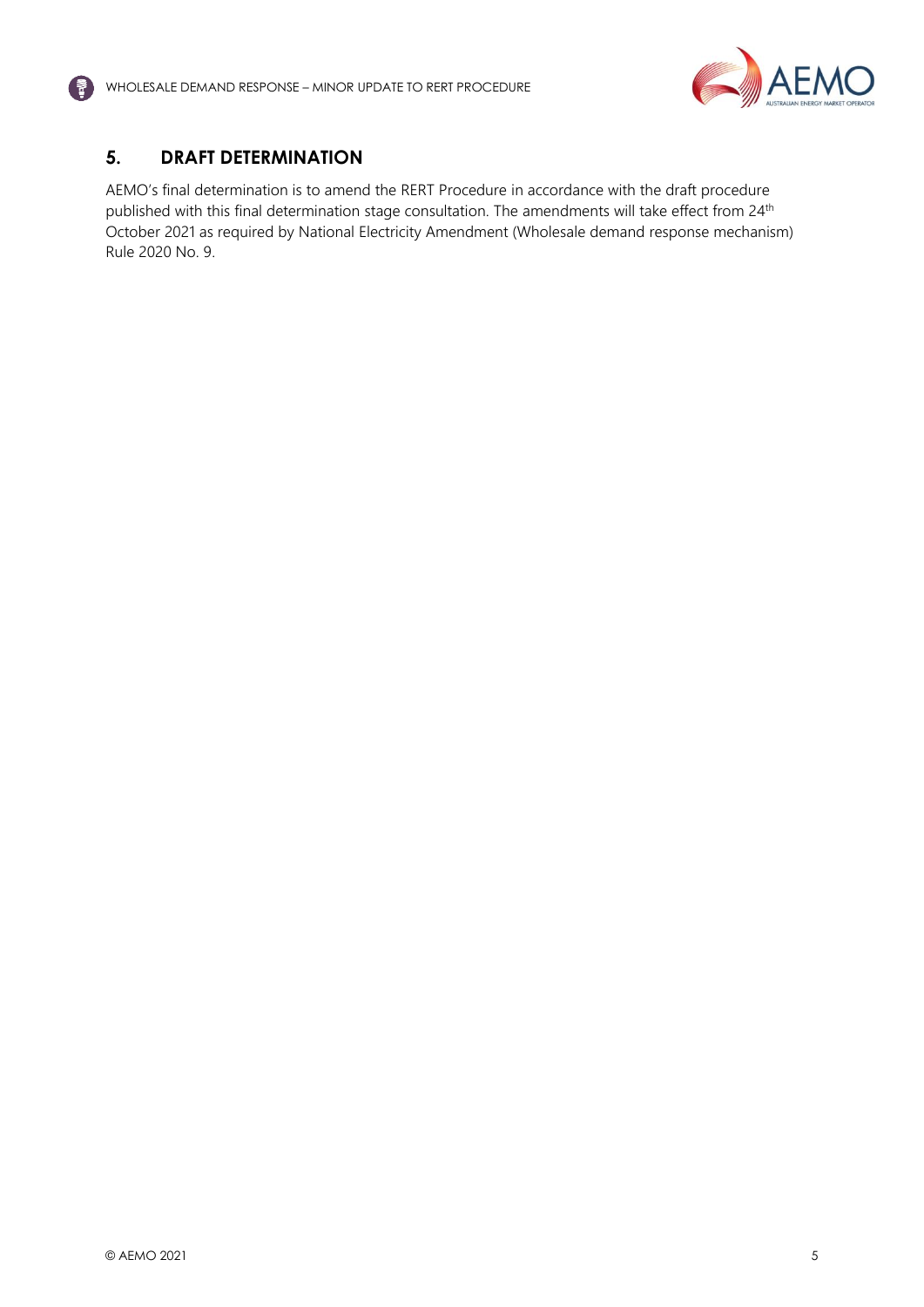## 5. DRAFT DETERMINATION

AEMO's final determination is to amend the RERT Procedure in accordance with the draft procedure published with this final determination stage consultation. The amendments will take effect from 24th October 2021 as required by National Electricity Amendment (Wholesale demand response mechanism) Rule 2020 No. 9.